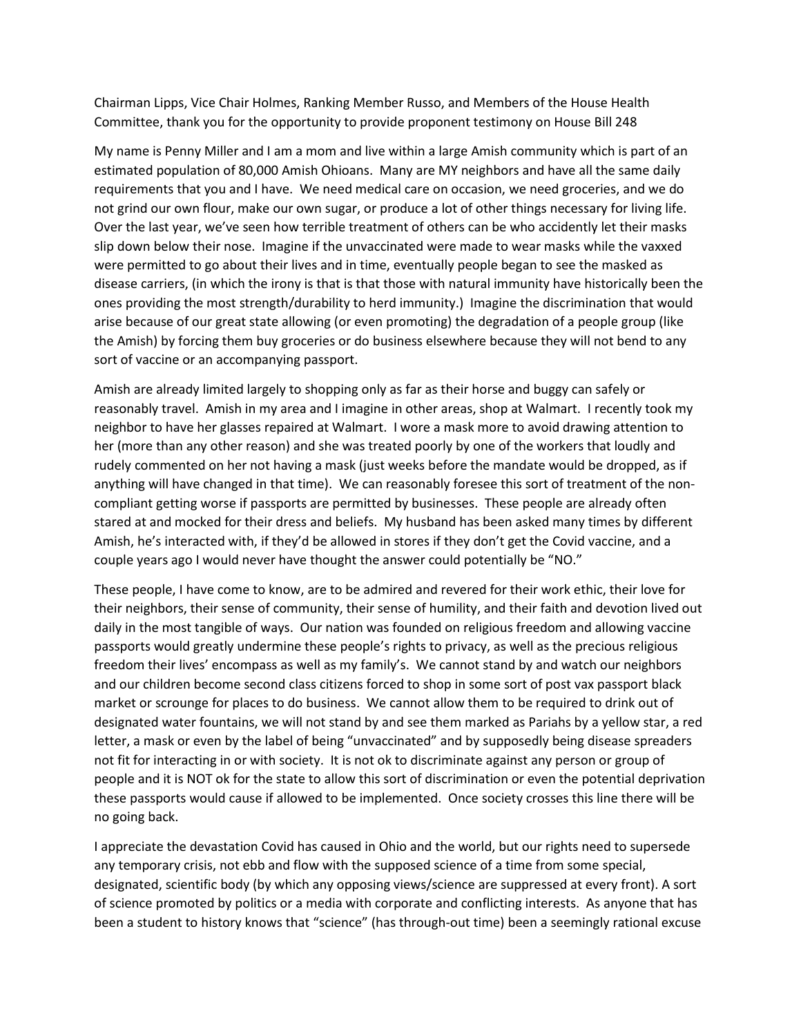Chairman Lipps, Vice Chair Holmes, Ranking Member Russo, and Members of the House Health Committee, thank you for the opportunity to provide proponent testimony on House Bill 248

My name is Penny Miller and I am a mom and live within a large Amish community which is part of an estimated population of 80,000 Amish Ohioans. Many are MY neighbors and have all the same daily requirements that you and I have. We need medical care on occasion, we need groceries, and we do not grind our own flour, make our own sugar, or produce a lot of other things necessary for living life. Over the last year, we've seen how terrible treatment of others can be who accidently let their masks slip down below their nose. Imagine if the unvaccinated were made to wear masks while the vaxxed were permitted to go about their lives and in time, eventually people began to see the masked as disease carriers, (in which the irony is that is that those with natural immunity have historically been the ones providing the most strength/durability to herd immunity.) Imagine the discrimination that would arise because of our great state allowing (or even promoting) the degradation of a people group (like the Amish) by forcing them buy groceries or do business elsewhere because they will not bend to any sort of vaccine or an accompanying passport.

Amish are already limited largely to shopping only as far as their horse and buggy can safely or reasonably travel. Amish in my area and I imagine in other areas, shop at Walmart. I recently took my neighbor to have her glasses repaired at Walmart. I wore a mask more to avoid drawing attention to her (more than any other reason) and she was treated poorly by one of the workers that loudly and rudely commented on her not having a mask (just weeks before the mandate would be dropped, as if anything will have changed in that time). We can reasonably foresee this sort of treatment of the non-compliant getting worse if passports are permitted by businesses. These people are already often stared at and mocked for their dress and beliefs. My husband has been asked many times by different Amish, he's interacted with, if they'd be allowed in stores if they don't get the Covid vaccine, and a couple years ago I would never have thought the answer could potentially be "NO."

These people, I have come to know, are to be admired and revered for their work ethic, their love for their neighbors, their sense of community, their sense of humility, and their faith and devotion lived out daily in the most tangible of ways. Our nation was founded on religious freedom and allowing vaccine passports would greatly undermine these people's rights to privacy, as well as the precious religious freedom their lives' encompass as well as my family's. We cannot stand by and watch our neighbors and our children become second class citizens forced to shop in some sort of post vax passport black market or scrounge for places to do business. We cannot allow them to be required to drink out of designated water fountains, we will not stand by and see them marked as Pariahs by a yellow star, a red letter, a mask or even by the label of being "unvaccinated" and by supposedly being disease spreaders not fit for interacting in or with society. It is not ok to discriminate against any person or group of people and it is NOT ok for the state to allow this sort of discrimination or even the potential deprivation these passports would cause if allowed to be implemented. Once society crosses this line there will be no going back.

I appreciate the devastation Covid has caused in Ohio and the world, but our rights need to supersede any temporary crisis, not ebb and flow with the supposed science of a time from some special, designated, scientific body (by which any opposing views/science are suppressed at every front). A sort of science promoted by politics or a media with corporate and conflicting interests. As anyone that has been a student to history knows that "science" (has through-out time) been a seemingly rational excuse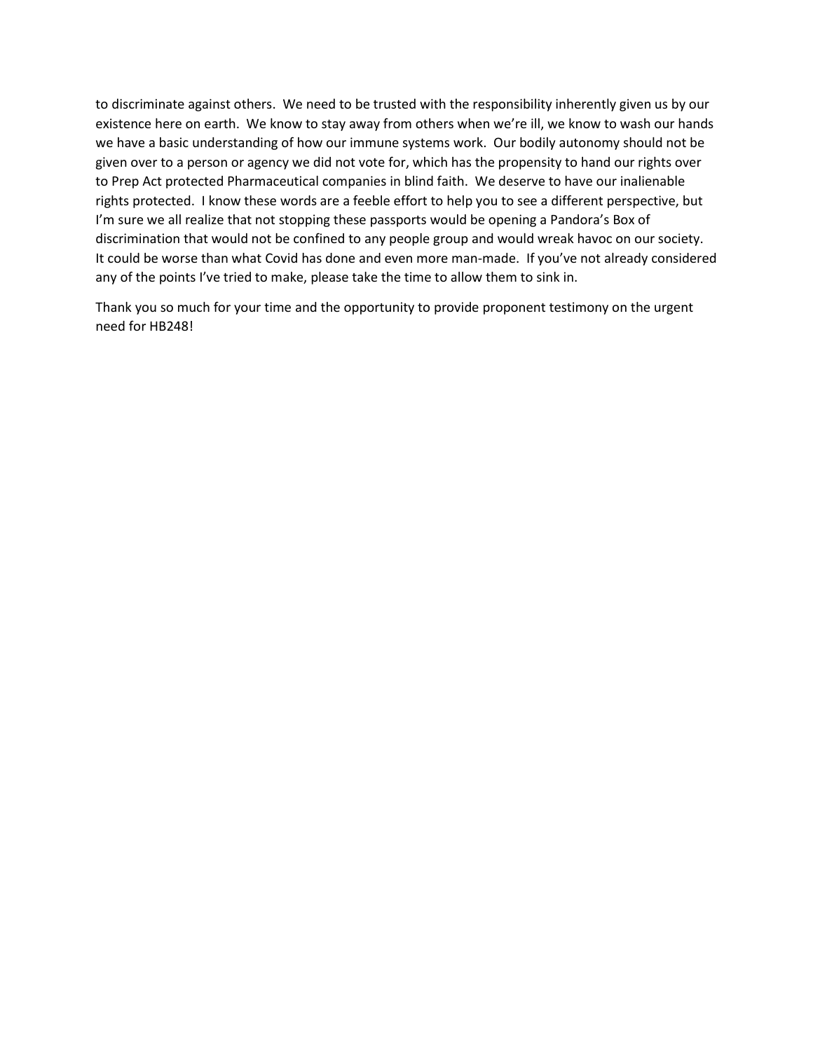to discriminate against others. We need to be trusted with the responsibility inherently given us by our existence here on earth. We know to stay away from others when we're ill, we know to wash our hands we have a basic understanding of how our immune systems work. Our bodily autonomy should not be given over to a person or agency we did not vote for, which has the propensity to hand our rights over to Prep Act protected Pharmaceutical companies in blind faith. We deserve to have our inalienable rights protected. I know these words are a feeble effort to help you to see a different perspective, but I'm sure we all realize that not stopping these passports would be opening a Pandora's Box of discrimination that would not be confined to any people group and would wreak havoc on our society. It could be worse than what Covid has done and even more man-made. If you've not already considered any of the points I've tried to make, please take the time to allow them to sink in.

Thank you so much for your time and the opportunity to provide proponent testimony on the urgent need for HB248!